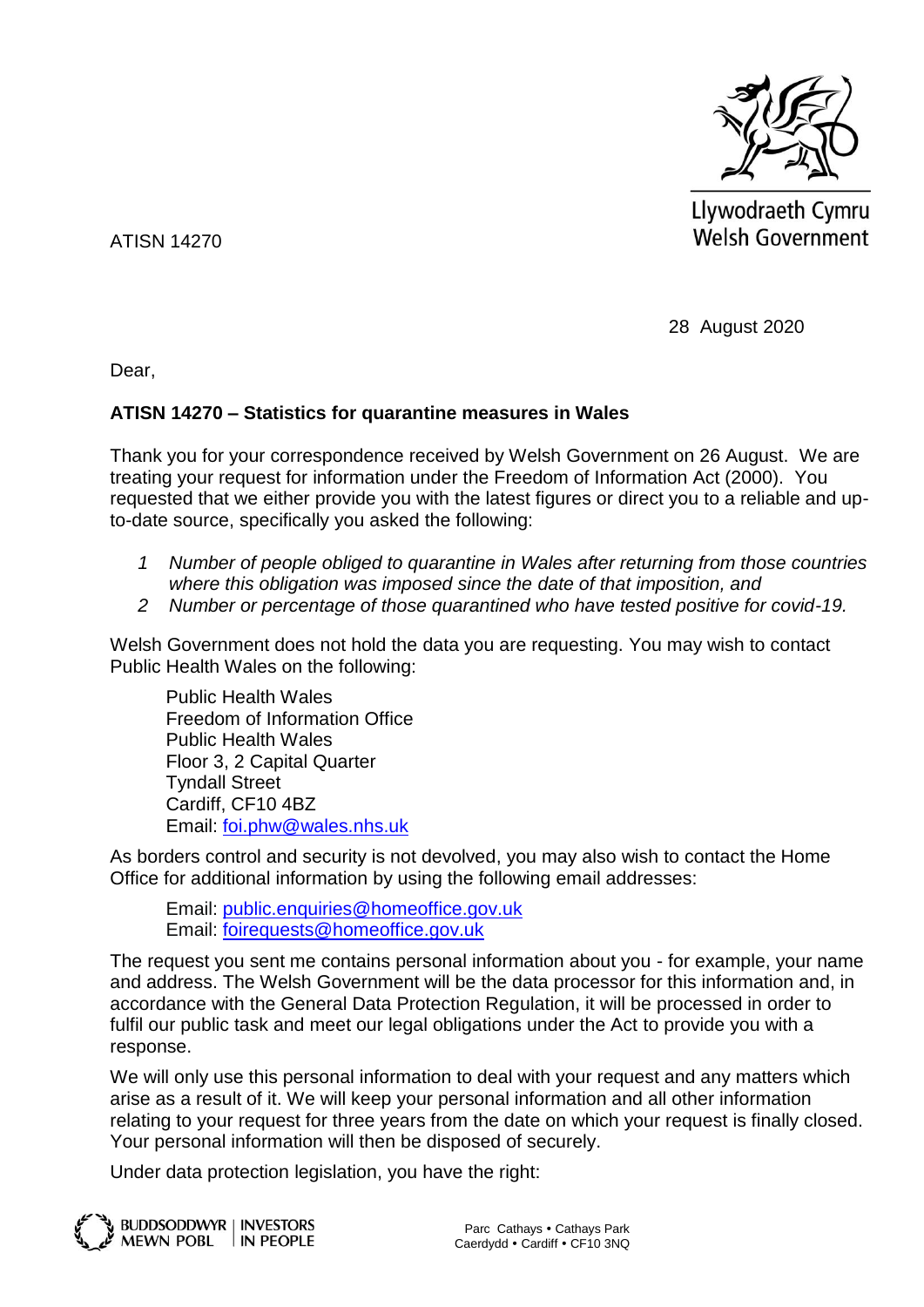Llywodraeth Cymru
Welsh Government

ATISN 14270

28 August 2020

Dear,

**ATISN 14270 – Statistics for quarantine measures in Wales**

Thank you for your correspondence received by Welsh Government on 26 August. We are treating your request for information under the Freedom of Information Act (2000). You requested that we either provide you with the latest figures or direct you to a reliable and up-to-date source, specifically you asked the following:

1. *Number of people obliged to quarantine in Wales after returning from those countries where this obligation was imposed since the date of that imposition, and*
2. *Number or percentage of those quarantined who have tested positive for covid-19.*

Welsh Government does not hold the data you are requesting. You may wish to contact Public Health Wales on the following:

> Public Health Wales
> Freedom of Information Office
> Public Health Wales
> Floor 3, 2 Capital Quarter
> Tyndall Street
> Cardiff, CF10 4BZ
> Email: foi.phw@wales.nhs.uk

As borders control and security is not devolved, you may also wish to contact the Home Office for additional information by using the following email addresses:

> Email: public.enquiries@homeoffice.gov.uk
> Email: foirequests@homeoffice.gov.uk

The request you sent me contains personal information about you - for example, your name and address. The Welsh Government will be the data processor for this information and, in accordance with the General Data Protection Regulation, it will be processed in order to fulfil our public task and meet our legal obligations under the Act to provide you with a response.

We will only use this personal information to deal with your request and any matters which arise as a result of it. We will keep your personal information and all other information relating to your request for three years from the date on which your request is finally closed. Your personal information will then be disposed of securely.

Under data protection legislation, you have the right:

Parc Cathays • Cathays Park
Caerdydd • Cardiff • CF10 3NQ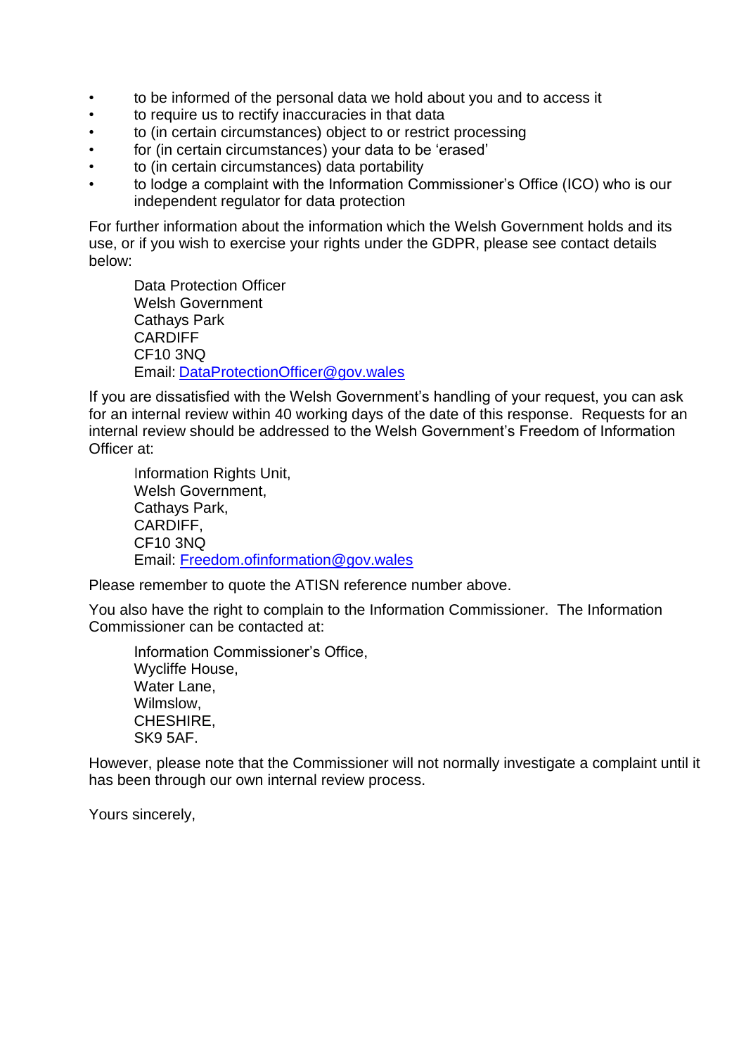- to be informed of the personal data we hold about you and to access it
- to require us to rectify inaccuracies in that data
- to (in certain circumstances) object to or restrict processing
- for (in certain circumstances) your data to be 'erased'
- to (in certain circumstances) data portability
- to lodge a complaint with the Information Commissioner's Office (ICO) who is our independent regulator for data protection

For further information about the information which the Welsh Government holds and its use, or if you wish to exercise your rights under the GDPR, please see contact details below:

> Data Protection Officer
> Welsh Government
> Cathays Park
> CARDIFF
> CF10 3NQ
> Email: DataProtectionOfficer@gov.wales

If you are dissatisfied with the Welsh Government's handling of your request, you can ask for an internal review within 40 working days of the date of this response. Requests for an internal review should be addressed to the Welsh Government's Freedom of Information Officer at:

> Information Rights Unit,
> Welsh Government,
> Cathays Park,
> CARDIFF,
> CF10 3NQ
> Email: Freedom.ofinformation@gov.wales

Please remember to quote the ATISN reference number above.

You also have the right to complain to the Information Commissioner. The Information Commissioner can be contacted at:

> Information Commissioner's Office,
> Wycliffe House,
> Water Lane,
> Wilmslow,
> CHESHIRE,
> SK9 5AF.

However, please note that the Commissioner will not normally investigate a complaint until it has been through our own internal review process.

Yours sincerely,